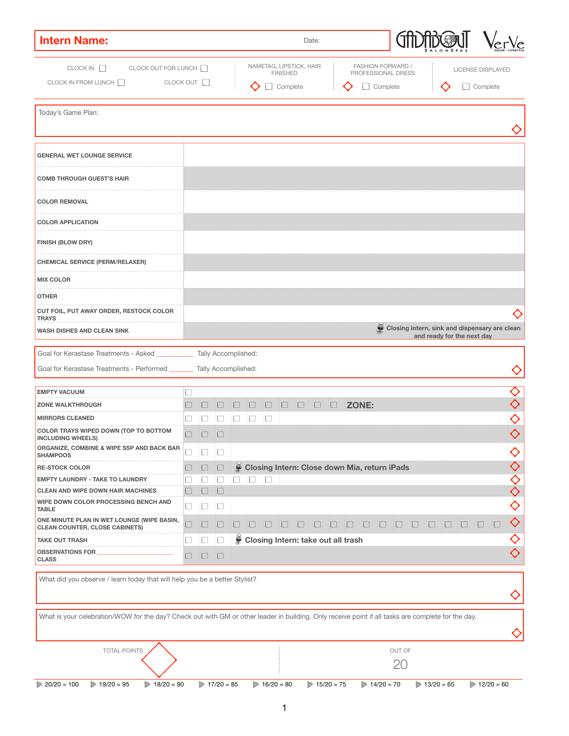**Intern Name:** Date:

GADABOUT SALON SPAS | VerVe SALON · LIFESTYLE

CLOCK IN ☐ CLOCK OUT FOR LUNCH ☐
CLOCK IN FROM LUNCH ☐ CLOCK OUT ☐

| NAMETAG, LIPSTICK, HAIR FINISHED | FASHION FORWARD / PROFESSIONAL DRESS | LICENSE DISPLAYED |
|---|---|---|
| ◇ ☐ Complete | ◇ ☐ Complete | ◇ ☐ Complete |

Today's Game Plan: ◇

| | |
|---|---|
| GENERAL WET LOUNGE SERVICE | |
| COMB THROUGH GUEST'S HAIR | |
| COLOR REMOVAL | |
| COLOR APPLICATION | |
| FINISH (BLOW DRY) | |
| CHEMICAL SERVICE (PERM/RELAXER) | |
| MIX COLOR | |
| OTHER | |
| CUT FOIL, PUT AWAY ORDER, RESTOCK COLOR TRAYS | ◇ |
| WASH DISHES AND CLEAN SINK | Closing intern, sink and dispensary are clean and ready for the next day |

Goal for Kerastase Treatments - Asked ________ Tally Accomplished:

Goal for Kerastase Treatments - Performed ______ Tally Accomplished: ◇

| | | |
|---|---|---|
| EMPTY VACUUM | ☐ | ◇ |
| ZONE WALKTHROUGH | ☐ ☐ ☐ ☐ ☐ ☐ ☐ ☐ ☐ ☐ **ZONE:** | ◇ |
| MIRRORS CLEANED | ☐ ☐ ☐ ☐ ☐ ☐ | ◇ |
| COLOR TRAYS WIPED DOWN (TOP TO BOTTOM INCLUDING WHEELS) | ☐ ☐ ☐ | ◇ |
| ORGANIZE, COMBINE & WIPE SSP AND BACK BAR SHAMPOOS | ☐ ☐ ☐ | ◇ |
| RE-STOCK COLOR | ☐ ☐ ☐ **Closing Intern: Close down Mia, return iPads** | ◇ |
| EMPTY LAUNDRY - TAKE TO LAUNDRY | ☐ ☐ ☐ ☐ ☐ ☐ | ◇ |
| CLEAN AND WIPE DOWN HAIR MACHINES | ☐ ☐ ☐ | ◇ |
| WIPE DOWN COLOR PROCESSING BENCH AND TABLE | ☐ ☐ ☐ | ◇ |
| ONE MINUTE PLAN IN WET LOUNGE (WIPE BASIN, CLEAN COUNTER, CLOSE CABINETS) | ☐ ☐ ☐ ☐ ☐ ☐ ☐ ☐ ☐ ☐ ☐ ☐ ☐ ☐ ☐ ☐ ☐ ☐ ☐ ☐ | ◇ |
| TAKE OUT TRASH | ☐ ☐ ☐ **Closing Intern: take out all trash** | ◇ |
| OBSERVATIONS FOR ____________ CLASS | ☐ ☐ ☐ | ◇ |

What did you observe / learn today that will help you be a better Stylist? ◇

What is your celebration/WOW for the day? Check out with GM or other leader in building. Only receive point if all tasks are complete for the day. ◇

TOTAL POINTS ◇ OUT OF 20

20/20 = 100 | 19/20 = 95 | 18/20 = 90 | 17/20 = 85 | 16/20 = 80 | 15/20 = 75 | 14/20 = 70 | 13/20 = 65 | 12/20 = 60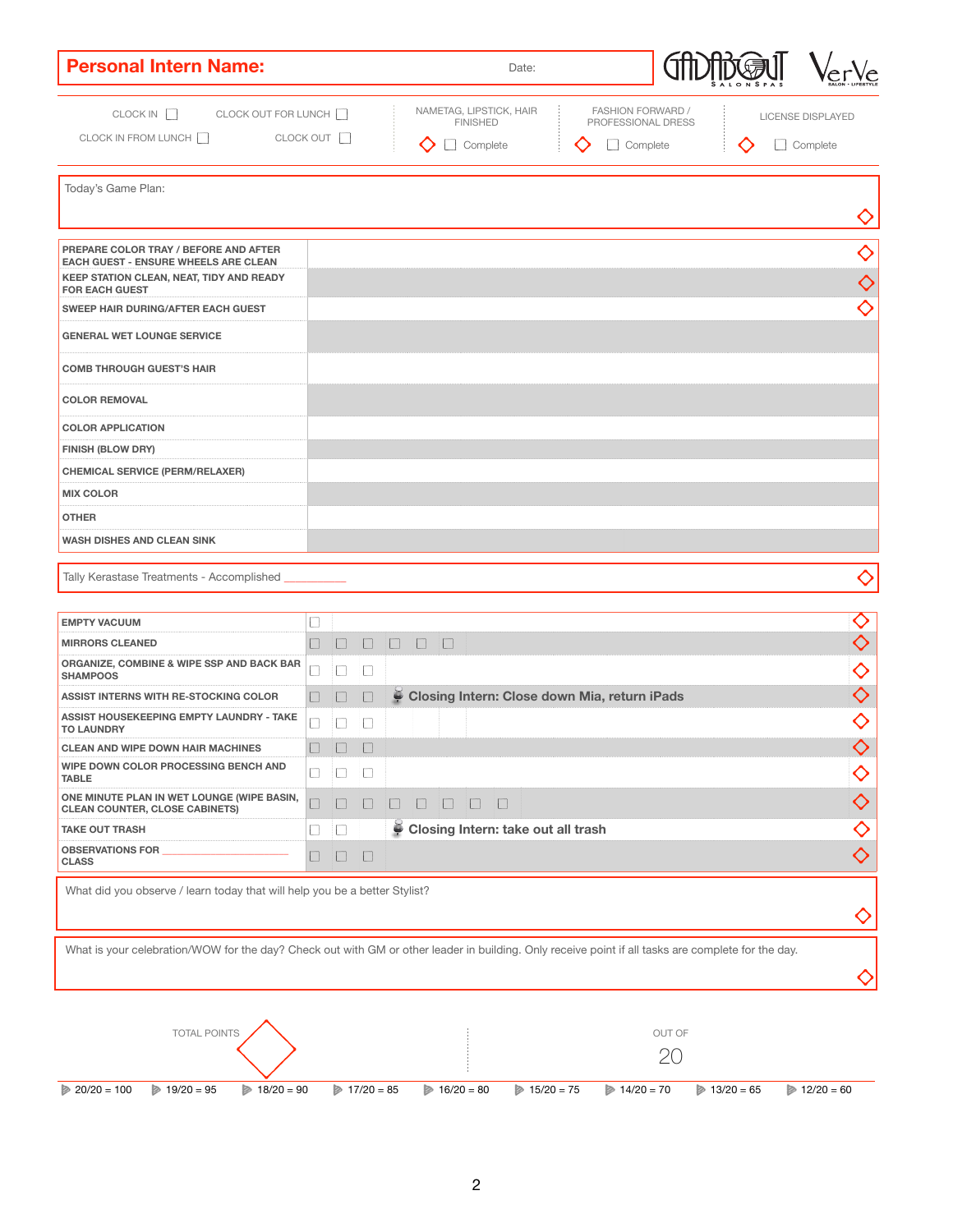**Personal Intern Name:** Date:

GADABOUT SALON SPAS | VerVe SALON • LIFESTYLE

| | | | | |
|---|---|---|---|---|
| CLOCK IN ☐ | CLOCK OUT FOR LUNCH ☐ | NAMETAG, LIPSTICK, HAIR FINISHED | FASHION FORWARD / PROFESSIONAL DRESS | LICENSE DISPLAYED |
| CLOCK IN FROM LUNCH ☐ | CLOCK OUT ☐ | ◇ ☐ Complete | ◇ ☐ Complete | ◇ ☐ Complete |

Today's Game Plan: ◇

| Task | | |
|---|---|---|
| PREPARE COLOR TRAY / BEFORE AND AFTER EACH GUEST - ENSURE WHEELS ARE CLEAN | | ◇ |
| KEEP STATION CLEAN, NEAT, TIDY AND READY FOR EACH GUEST | | ◇ |
| SWEEP HAIR DURING/AFTER EACH GUEST | | ◇ |
| GENERAL WET LOUNGE SERVICE | | |
| COMB THROUGH GUEST'S HAIR | | |
| COLOR REMOVAL | | |
| COLOR APPLICATION | | |
| FINISH (BLOW DRY) | | |
| CHEMICAL SERVICE (PERM/RELAXER) | | |
| MIX COLOR | | |
| OTHER | | |
| WASH DISHES AND CLEAN SINK | | |

Tally Kerastase Treatments - Accomplished __________ ◇

| Task | Checkboxes | Notes | |
|---|---|---|---|
| EMPTY VACUUM | ☐ | | ◇ |
| MIRRORS CLEANED | ☐ ☐ ☐ ☐ ☐ ☐ | | ◇ |
| ORGANIZE, COMBINE & WIPE SSP AND BACK BAR SHAMPOOS | ☐ ☐ ☐ | | ◇ |
| ASSIST INTERNS WITH RE-STOCKING COLOR | ☐ ☐ ☐ | **Closing Intern: Close down Mia, return iPads** | ◇ |
| ASSIST HOUSEKEEPING EMPTY LAUNDRY - TAKE TO LAUNDRY | ☐ ☐ ☐ | | ◇ |
| CLEAN AND WIPE DOWN HAIR MACHINES | ☐ ☐ ☐ | | ◇ |
| WIPE DOWN COLOR PROCESSING BENCH AND TABLE | ☐ ☐ ☐ | | ◇ |
| ONE MINUTE PLAN IN WET LOUNGE (WIPE BASIN, CLEAN COUNTER, CLOSE CABINETS) | ☐ ☐ ☐ ☐ ☐ ☐ ☐ ☐ | | ◇ |
| TAKE OUT TRASH | ☐ ☐ | **Closing Intern: take out all trash** | ◇ |
| OBSERVATIONS FOR __________ CLASS | ☐ ☐ ☐ | | ◇ |

What did you observe / learn today that will help you be a better Stylist? ◇

What is your celebration/WOW for the day? Check out with GM or other leader in building. Only receive point if all tasks are complete for the day. ◇

TOTAL POINTS ◇ | OUT OF 20

20/20 = 100 | 19/20 = 95 | 18/20 = 90 | 17/20 = 85 | 16/20 = 80 | 15/20 = 75 | 14/20 = 70 | 13/20 = 65 | 12/20 = 60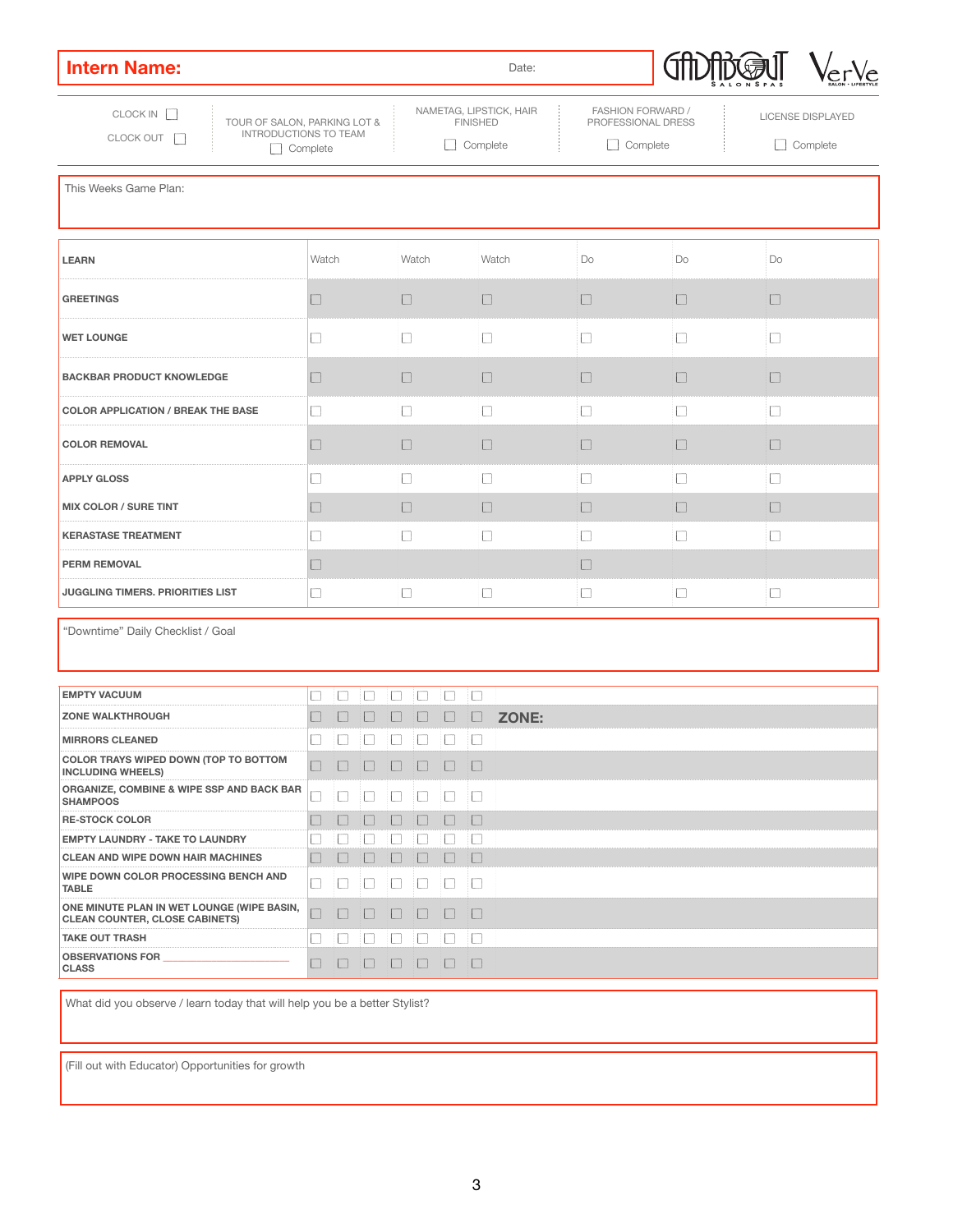**Intern Name:** Date:

GADABOUT SALON SPAS | VerVe SALON • LIFESTYLE

| | | | | |
|---|---|---|---|---|
| CLOCK IN ☐<br>CLOCK OUT ☐ | TOUR OF SALON, PARKING LOT & INTRODUCTIONS TO TEAM<br>☐ Complete | NAMETAG, LIPSTICK, HAIR FINISHED<br>☐ Complete | FASHION FORWARD / PROFESSIONAL DRESS<br>☐ Complete | LICENSE DISPLAYED<br>☐ Complete |

This Weeks Game Plan:

| LEARN | Watch | Watch | Watch | Do | Do | Do |
|---|---|---|---|---|---|---|
| GREETINGS | ☐ | ☐ | ☐ | ☐ | ☐ | ☐ |
| WET LOUNGE | ☐ | ☐ | ☐ | ☐ | ☐ | ☐ |
| BACKBAR PRODUCT KNOWLEDGE | ☐ | ☐ | ☐ | ☐ | ☐ | ☐ |
| COLOR APPLICATION / BREAK THE BASE | ☐ | ☐ | ☐ | ☐ | ☐ | ☐ |
| COLOR REMOVAL | ☐ | ☐ | ☐ | ☐ | ☐ | ☐ |
| APPLY GLOSS | ☐ | ☐ | ☐ | ☐ | ☐ | ☐ |
| MIX COLOR / SURE TINT | ☐ | ☐ | ☐ | ☐ | ☐ | ☐ |
| KERASTASE TREATMENT | ☐ | ☐ | ☐ | ☐ | ☐ | ☐ |
| PERM REMOVAL | ☐ | | | ☐ | | |
| JUGGLING TIMERS. PRIORITIES LIST | ☐ | ☐ | ☐ | ☐ | ☐ | ☐ |

"Downtime" Daily Checklist / Goal

| | | | | | | | | |
|---|---|---|---|---|---|---|---|---|
| EMPTY VACUUM | ☐ | ☐ | ☐ | ☐ | ☐ | ☐ | ☐ | |
| ZONE WALKTHROUGH | ☐ | ☐ | ☐ | ☐ | ☐ | ☐ | ☐ | **ZONE:** |
| MIRRORS CLEANED | ☐ | ☐ | ☐ | ☐ | ☐ | ☐ | ☐ | |
| COLOR TRAYS WIPED DOWN (TOP TO BOTTOM INCLUDING WHEELS) | ☐ | ☐ | ☐ | ☐ | ☐ | ☐ | ☐ | |
| ORGANIZE, COMBINE & WIPE SSP AND BACK BAR SHAMPOOS | ☐ | ☐ | ☐ | ☐ | ☐ | ☐ | ☐ | |
| RE-STOCK COLOR | ☐ | ☐ | ☐ | ☐ | ☐ | ☐ | ☐ | |
| EMPTY LAUNDRY - TAKE TO LAUNDRY | ☐ | ☐ | ☐ | ☐ | ☐ | ☐ | ☐ | |
| CLEAN AND WIPE DOWN HAIR MACHINES | ☐ | ☐ | ☐ | ☐ | ☐ | ☐ | ☐ | |
| WIPE DOWN COLOR PROCESSING BENCH AND TABLE | ☐ | ☐ | ☐ | ☐ | ☐ | ☐ | ☐ | |
| ONE MINUTE PLAN IN WET LOUNGE (WIPE BASIN, CLEAN COUNTER, CLOSE CABINETS) | ☐ | ☐ | ☐ | ☐ | ☐ | ☐ | ☐ | |
| TAKE OUT TRASH | ☐ | ☐ | ☐ | ☐ | ☐ | ☐ | ☐ | |
| OBSERVATIONS FOR ________ CLASS | ☐ | ☐ | ☐ | ☐ | ☐ | ☐ | ☐ | |

What did you observe / learn today that will help you be a better Stylist?

(Fill out with Educator) Opportunities for growth